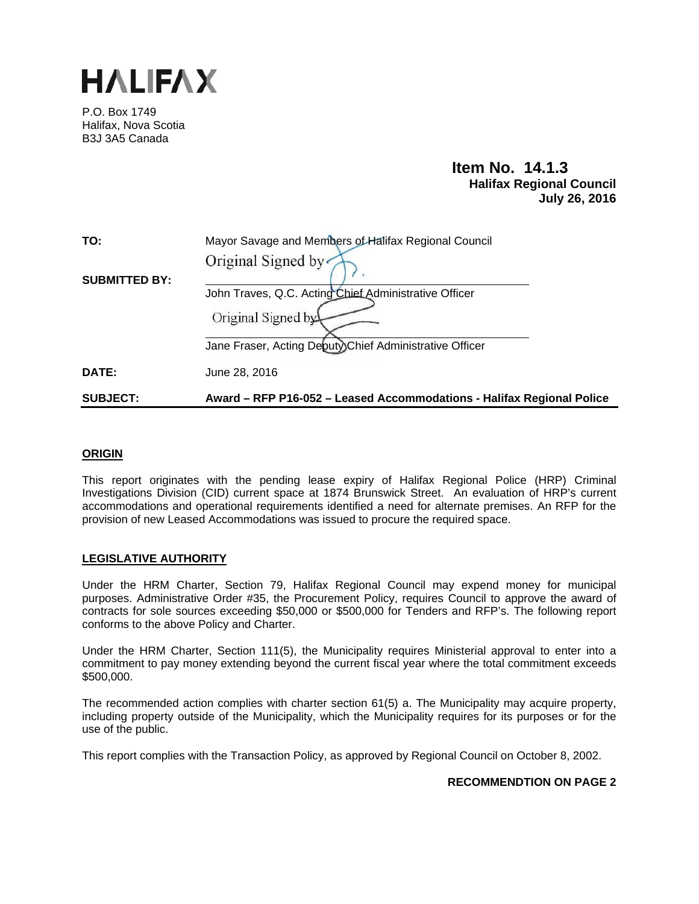# HALIFAX

P.O. Box 1749
Halifax, Nova Scotia
B3J 3A5 Canada

**Item No. 14.1.3**
**Halifax Regional Council**
**July 26, 2016**

| | |
|---|---|
| **TO:** | Mayor Savage and Members of Halifax Regional Council |
| **SUBMITTED BY:** | Original Signed by<br>John Traves, Q.C. Acting Chief Administrative Officer |
| | Original Signed by<br>Jane Fraser, Acting Deputy Chief Administrative Officer |
| **DATE:** | June 28, 2016 |
| **SUBJECT:** | **Award – RFP P16-052 – Leased Accommodations - Halifax Regional Police** |

## ORIGIN

This report originates with the pending lease expiry of Halifax Regional Police (HRP) Criminal Investigations Division (CID) current space at 1874 Brunswick Street. An evaluation of HRP's current accommodations and operational requirements identified a need for alternate premises. An RFP for the provision of new Leased Accommodations was issued to procure the required space.

## LEGISLATIVE AUTHORITY

Under the HRM Charter, Section 79, Halifax Regional Council may expend money for municipal purposes. Administrative Order #35, the Procurement Policy, requires Council to approve the award of contracts for sole sources exceeding $50,000 or $500,000 for Tenders and RFP's. The following report conforms to the above Policy and Charter.

Under the HRM Charter, Section 111(5), the Municipality requires Ministerial approval to enter into a commitment to pay money extending beyond the current fiscal year where the total commitment exceeds $500,000.

The recommended action complies with charter section 61(5) a. The Municipality may acquire property, including property outside of the Municipality, which the Municipality requires for its purposes or for the use of the public.

This report complies with the Transaction Policy, as approved by Regional Council on October 8, 2002.

**RECOMMENDTION ON PAGE 2**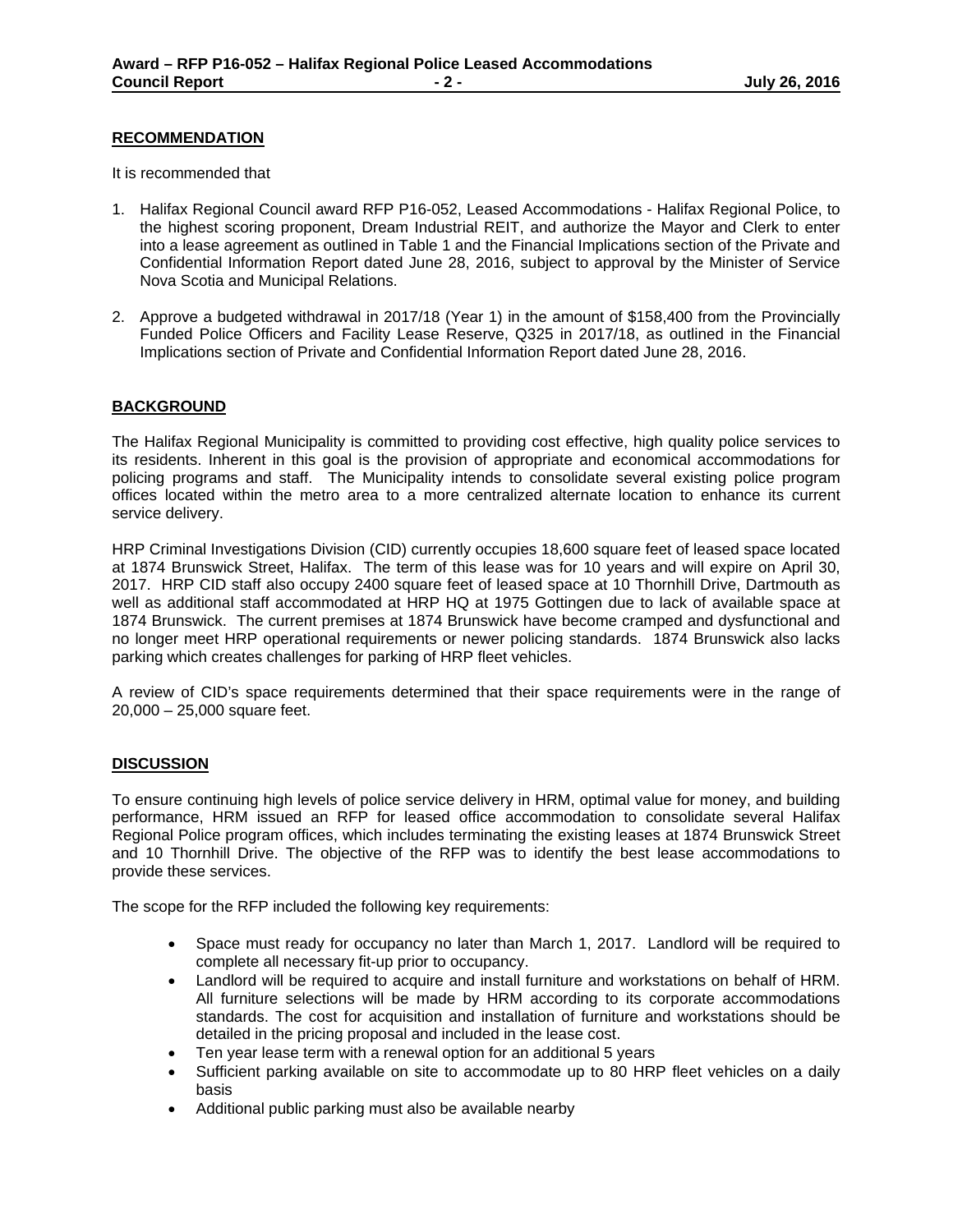## RECOMMENDATION

It is recommended that

1. Halifax Regional Council award RFP P16-052, Leased Accommodations - Halifax Regional Police, to the highest scoring proponent, Dream Industrial REIT, and authorize the Mayor and Clerk to enter into a lease agreement as outlined in Table 1 and the Financial Implications section of the Private and Confidential Information Report dated June 28, 2016, subject to approval by the Minister of Service Nova Scotia and Municipal Relations.

2. Approve a budgeted withdrawal in 2017/18 (Year 1) in the amount of $158,400 from the Provincially Funded Police Officers and Facility Lease Reserve, Q325 in 2017/18, as outlined in the Financial Implications section of Private and Confidential Information Report dated June 28, 2016.

## BACKGROUND

The Halifax Regional Municipality is committed to providing cost effective, high quality police services to its residents. Inherent in this goal is the provision of appropriate and economical accommodations for policing programs and staff. The Municipality intends to consolidate several existing police program offices located within the metro area to a more centralized alternate location to enhance its current service delivery.

HRP Criminal Investigations Division (CID) currently occupies 18,600 square feet of leased space located at 1874 Brunswick Street, Halifax. The term of this lease was for 10 years and will expire on April 30, 2017. HRP CID staff also occupy 2400 square feet of leased space at 10 Thornhill Drive, Dartmouth as well as additional staff accommodated at HRP HQ at 1975 Gottingen due to lack of available space at 1874 Brunswick. The current premises at 1874 Brunswick have become cramped and dysfunctional and no longer meet HRP operational requirements or newer policing standards. 1874 Brunswick also lacks parking which creates challenges for parking of HRP fleet vehicles.

A review of CID's space requirements determined that their space requirements were in the range of 20,000 – 25,000 square feet.

## DISCUSSION

To ensure continuing high levels of police service delivery in HRM, optimal value for money, and building performance, HRM issued an RFP for leased office accommodation to consolidate several Halifax Regional Police program offices, which includes terminating the existing leases at 1874 Brunswick Street and 10 Thornhill Drive. The objective of the RFP was to identify the best lease accommodations to provide these services.

The scope for the RFP included the following key requirements:

- Space must ready for occupancy no later than March 1, 2017. Landlord will be required to complete all necessary fit-up prior to occupancy.
- Landlord will be required to acquire and install furniture and workstations on behalf of HRM. All furniture selections will be made by HRM according to its corporate accommodations standards. The cost for acquisition and installation of furniture and workstations should be detailed in the pricing proposal and included in the lease cost.
- Ten year lease term with a renewal option for an additional 5 years
- Sufficient parking available on site to accommodate up to 80 HRP fleet vehicles on a daily basis
- Additional public parking must also be available nearby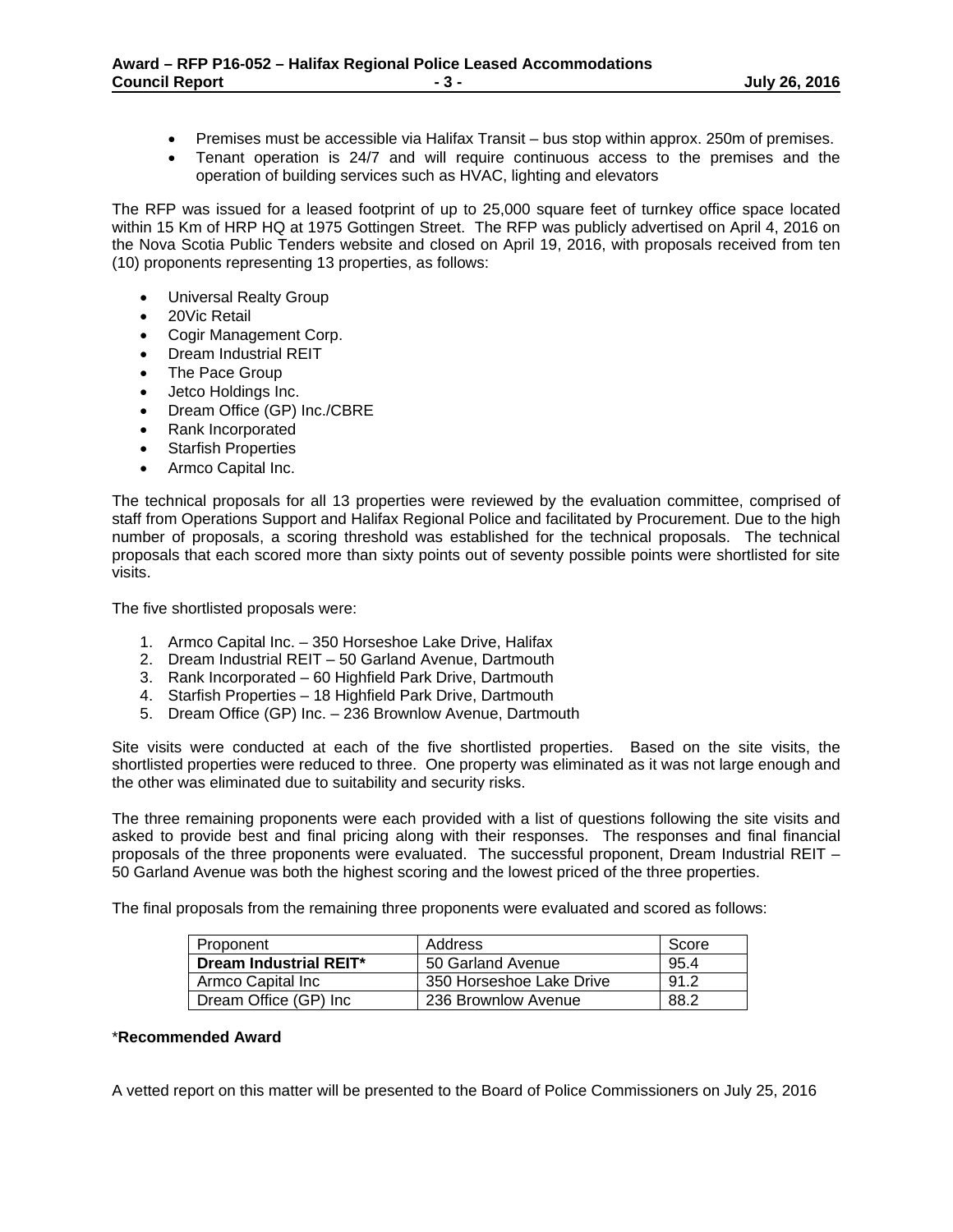- Premises must be accessible via Halifax Transit – bus stop within approx. 250m of premises.
- Tenant operation is 24/7 and will require continuous access to the premises and the operation of building services such as HVAC, lighting and elevators

The RFP was issued for a leased footprint of up to 25,000 square feet of turnkey office space located within 15 Km of HRP HQ at 1975 Gottingen Street. The RFP was publicly advertised on April 4, 2016 on the Nova Scotia Public Tenders website and closed on April 19, 2016, with proposals received from ten (10) proponents representing 13 properties, as follows:

- Universal Realty Group
- 20Vic Retail
- Cogir Management Corp.
- Dream Industrial REIT
- The Pace Group
- Jetco Holdings Inc.
- Dream Office (GP) Inc./CBRE
- Rank Incorporated
- Starfish Properties
- Armco Capital Inc.

The technical proposals for all 13 properties were reviewed by the evaluation committee, comprised of staff from Operations Support and Halifax Regional Police and facilitated by Procurement. Due to the high number of proposals, a scoring threshold was established for the technical proposals. The technical proposals that each scored more than sixty points out of seventy possible points were shortlisted for site visits.

The five shortlisted proposals were:

1. Armco Capital Inc. – 350 Horseshoe Lake Drive, Halifax
2. Dream Industrial REIT – 50 Garland Avenue, Dartmouth
3. Rank Incorporated – 60 Highfield Park Drive, Dartmouth
4. Starfish Properties – 18 Highfield Park Drive, Dartmouth
5. Dream Office (GP) Inc. – 236 Brownlow Avenue, Dartmouth

Site visits were conducted at each of the five shortlisted properties. Based on the site visits, the shortlisted properties were reduced to three. One property was eliminated as it was not large enough and the other was eliminated due to suitability and security risks.

The three remaining proponents were each provided with a list of questions following the site visits and asked to provide best and final pricing along with their responses. The responses and final financial proposals of the three proponents were evaluated. The successful proponent, Dream Industrial REIT – 50 Garland Avenue was both the highest scoring and the lowest priced of the three properties.

The final proposals from the remaining three proponents were evaluated and scored as follows:

| Proponent | Address | Score |
|---|---|---|
| **Dream Industrial REIT*** | 50 Garland Avenue | 95.4 |
| Armco Capital Inc | 350 Horseshoe Lake Drive | 91.2 |
| Dream Office (GP) Inc | 236 Brownlow Avenue | 88.2 |

***Recommended Award**

A vetted report on this matter will be presented to the Board of Police Commissioners on July 25, 2016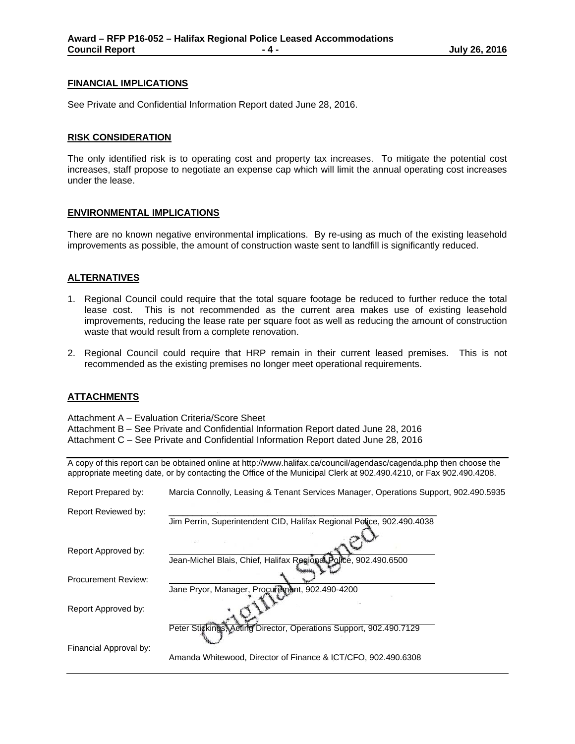## FINANCIAL IMPLICATIONS

See Private and Confidential Information Report dated June 28, 2016.

## RISK CONSIDERATION

The only identified risk is to operating cost and property tax increases. To mitigate the potential cost increases, staff propose to negotiate an expense cap which will limit the annual operating cost increases under the lease.

## ENVIRONMENTAL IMPLICATIONS

There are no known negative environmental implications. By re-using as much of the existing leasehold improvements as possible, the amount of construction waste sent to landfill is significantly reduced.

## ALTERNATIVES

1. Regional Council could require that the total square footage be reduced to further reduce the total lease cost. This is not recommended as the current area makes use of existing leasehold improvements, reducing the lease rate per square foot as well as reducing the amount of construction waste that would result from a complete renovation.

2. Regional Council could require that HRP remain in their current leased premises. This is not recommended as the existing premises no longer meet operational requirements.

## ATTACHMENTS

Attachment A – Evaluation Criteria/Score Sheet
Attachment B – See Private and Confidential Information Report dated June 28, 2016
Attachment C – See Private and Confidential Information Report dated June 28, 2016

---

A copy of this report can be obtained online at http://www.halifax.ca/council/agendasc/cagenda.php then choose the appropriate meeting date, or by contacting the Office of the Municipal Clerk at 902.490.4210, or Fax 902.490.4208.

Report Prepared by: Marcia Connolly, Leasing & Tenant Services Manager, Operations Support, 902.490.5935

Report Reviewed by: Jim Perrin, Superintendent CID, Halifax Regional Police, 902.490.4038

Report Approved by: Jean-Michel Blais, Chief, Halifax Regional Police, 902.490.6500

Procurement Review: Jane Pryor, Manager, Procurement, 902.490-4200

Report Approved by: Peter Stickings, Acting Director, Operations Support, 902.490.7129

Financial Approval by: Amanda Whitewood, Director of Finance & ICT/CFO, 902.490.6308

Original Signed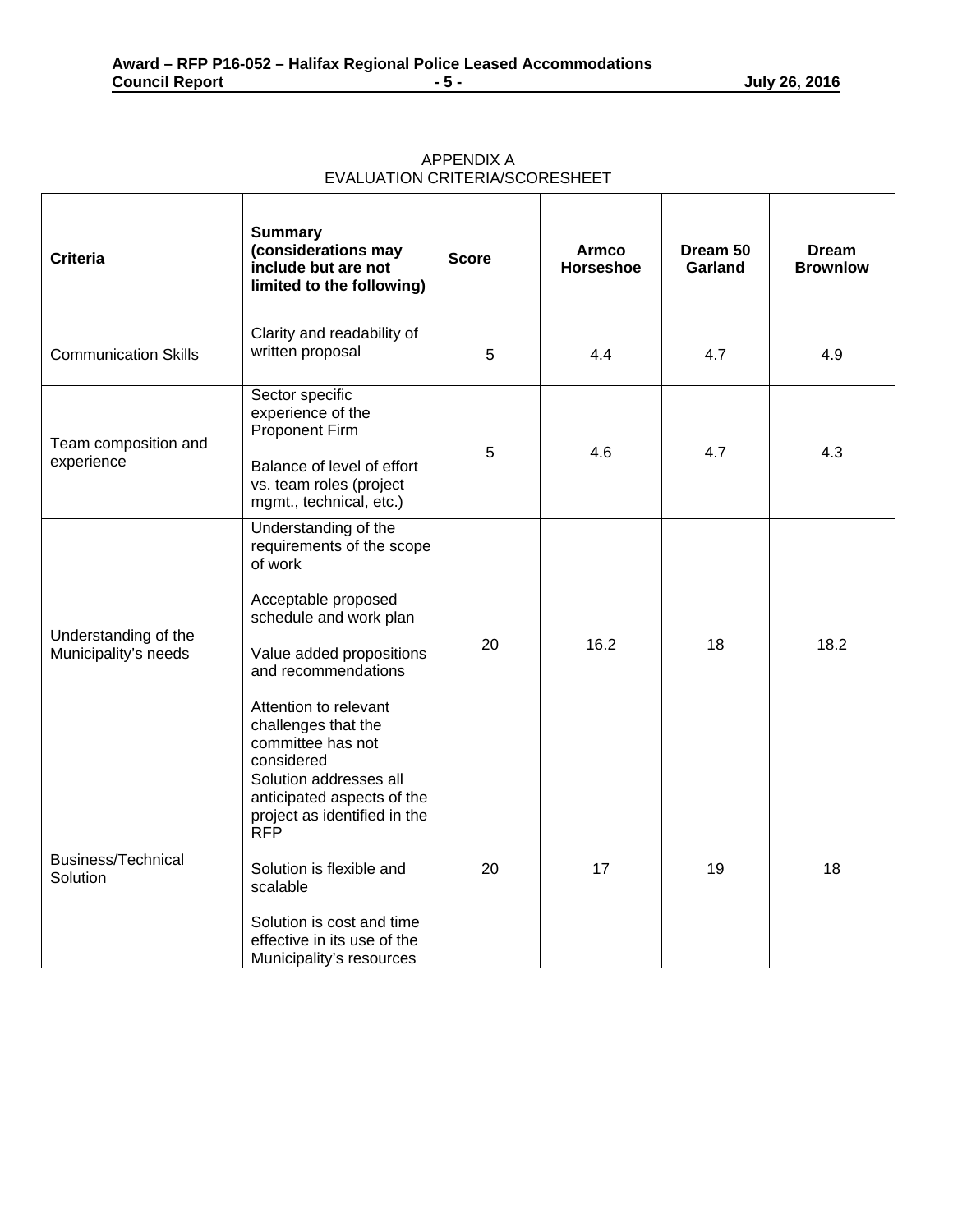## APPENDIX A
## EVALUATION CRITERIA/SCORESHEET

| Criteria | Summary (considerations may include but are not limited to the following) | Score | Armco Horseshoe | Dream 50 Garland | Dream Brownlow |
|---|---|---|---|---|---|
| Communication Skills | Clarity and readability of written proposal | 5 | 4.4 | 4.7 | 4.9 |
| Team composition and experience | Sector specific experience of the Proponent Firm<br><br>Balance of level of effort vs. team roles (project mgmt., technical, etc.) | 5 | 4.6 | 4.7 | 4.3 |
| Understanding of the Municipality's needs | Understanding of the requirements of the scope of work<br><br>Acceptable proposed schedule and work plan<br><br>Value added propositions and recommendations<br><br>Attention to relevant challenges that the committee has not considered | 20 | 16.2 | 18 | 18.2 |
| Business/Technical Solution | Solution addresses all anticipated aspects of the project as identified in the RFP<br><br>Solution is flexible and scalable<br><br>Solution is cost and time effective in its use of the Municipality's resources | 20 | 17 | 19 | 18 |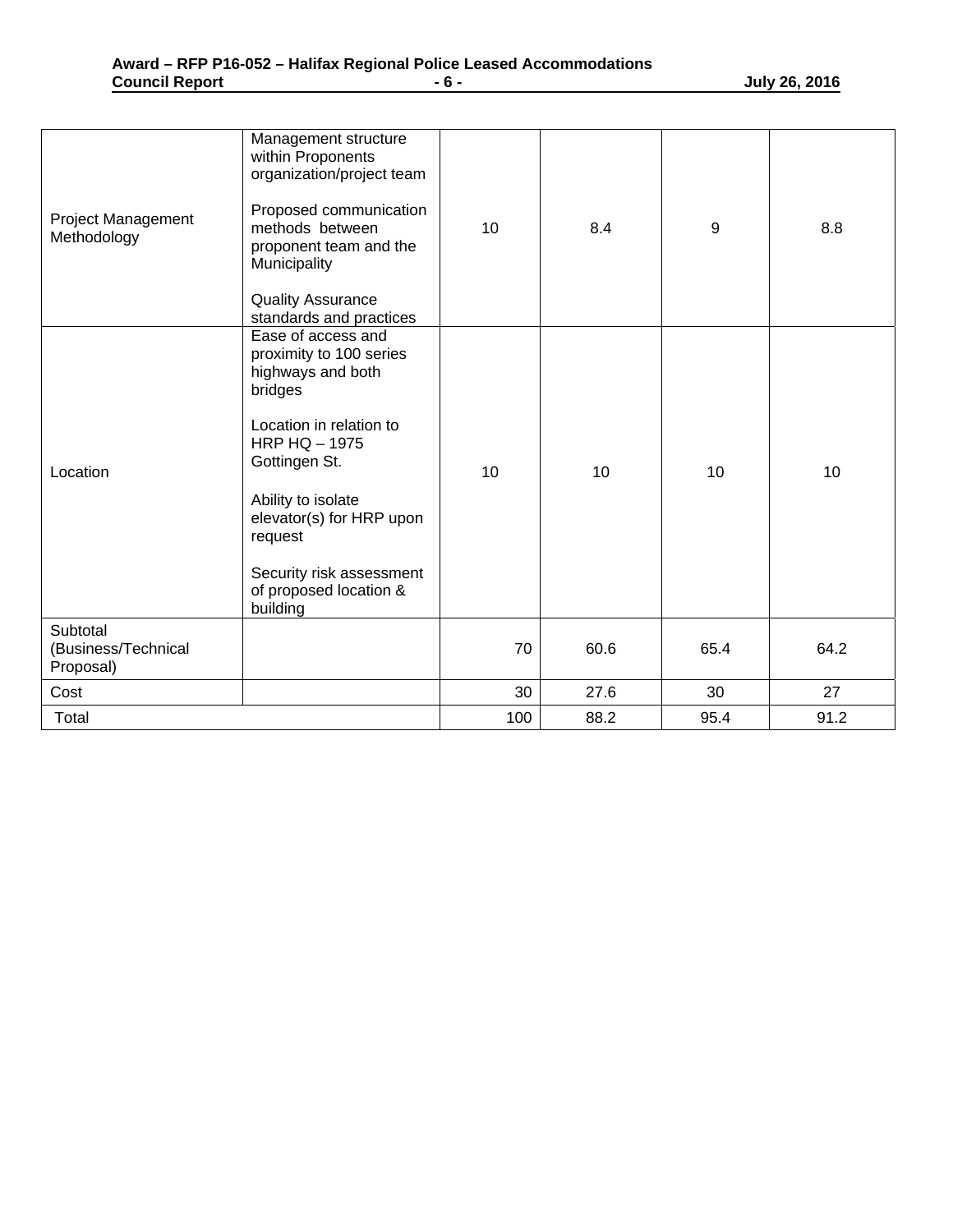| | | | | | |
|---|---|---|---|---|---|
| Project Management Methodology | Management structure within Proponents organization/project team<br><br>Proposed communication methods between proponent team and the Municipality<br><br>Quality Assurance standards and practices | 10 | 8.4 | 9 | 8.8 |
| Location | Ease of access and proximity to 100 series highways and both bridges<br><br>Location in relation to HRP HQ – 1975 Gottingen St.<br><br>Ability to isolate elevator(s) for HRP upon request<br><br>Security risk assessment of proposed location & building | 10 | 10 | 10 | 10 |
| Subtotal (Business/Technical Proposal) | | 70 | 60.6 | 65.4 | 64.2 |
| Cost | | 30 | 27.6 | 30 | 27 |
| Total | | 100 | 88.2 | 95.4 | 91.2 |